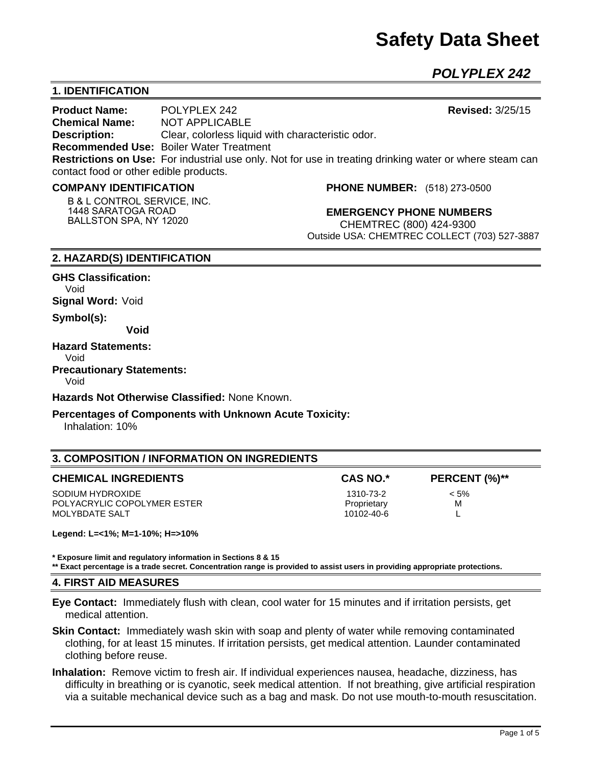# Safety Data Sheet

## *POLYPLEX 242*

## 1. IDENTIFICATION

**Product Name:** POLYPLEX 242 **Revised:** 3/25/15
**Chemical Name:** NOT APPLICABLE
**Description:** Clear, colorless liquid with characteristic odor.
**Recommended Use:** Boiler Water Treatment
**Restrictions on Use:** For industrial use only. Not for use in treating drinking water or where steam can contact food or other edible products.

**COMPANY IDENTIFICATION**

B & L CONTROL SERVICE, INC.
1448 SARATOGA ROAD
BALLSTON SPA, NY 12020

**PHONE NUMBER:** (518) 273-0500

**EMERGENCY PHONE NUMBERS**
CHEMTREC (800) 424-9300
Outside USA: CHEMTREC COLLECT (703) 527-3887

## 2. HAZARD(S) IDENTIFICATION

**GHS Classification:**
Void

**Signal Word:** Void

**Symbol(s):**
**Void**

**Hazard Statements:**
Void

**Precautionary Statements:**
Void

**Hazards Not Otherwise Classified:** None Known.

**Percentages of Components with Unknown Acute Toxicity:**
Inhalation: 10%

## 3. COMPOSITION / INFORMATION ON INGREDIENTS

| CHEMICAL INGREDIENTS | CAS NO.* | PERCENT (%)** |
|---|---|---|
| SODIUM HYDROXIDE | 1310-73-2 | < 5% |
| POLYACRYLIC COPOLYMER ESTER | Proprietary | M |
| MOLYBDATE SALT | 10102-40-6 | L |

**Legend: L=<1%; M=1-10%; H=>10%**

**\* Exposure limit and regulatory information in Sections 8 & 15**
**\*\* Exact percentage is a trade secret. Concentration range is provided to assist users in providing appropriate protections.**

## 4. FIRST AID MEASURES

**Eye Contact:** Immediately flush with clean, cool water for 15 minutes and if irritation persists, get medical attention.

**Skin Contact:** Immediately wash skin with soap and plenty of water while removing contaminated clothing, for at least 15 minutes. If irritation persists, get medical attention. Launder contaminated clothing before reuse.

**Inhalation:** Remove victim to fresh air. If individual experiences nausea, headache, dizziness, has difficulty in breathing or is cyanotic, seek medical attention. If not breathing, give artificial respiration via a suitable mechanical device such as a bag and mask. Do not use mouth-to-mouth resuscitation.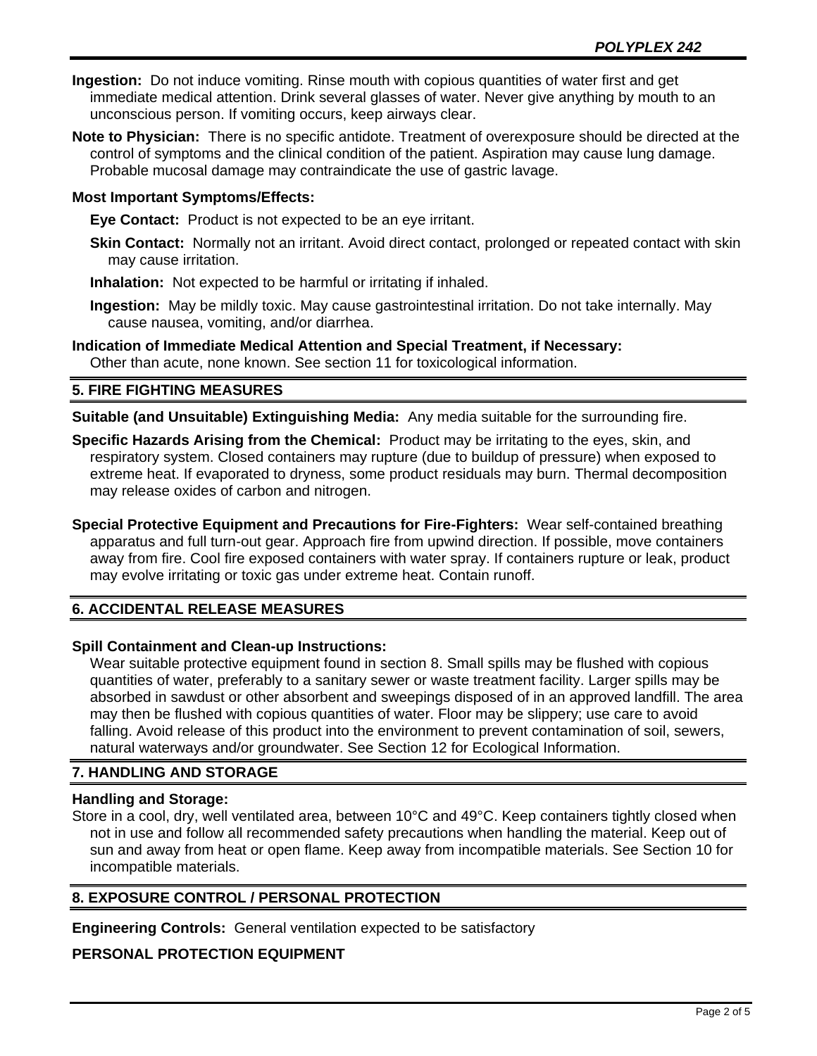**Ingestion:** Do not induce vomiting. Rinse mouth with copious quantities of water first and get immediate medical attention. Drink several glasses of water. Never give anything by mouth to an unconscious person. If vomiting occurs, keep airways clear.

**Note to Physician:** There is no specific antidote. Treatment of overexposure should be directed at the control of symptoms and the clinical condition of the patient. Aspiration may cause lung damage. Probable mucosal damage may contraindicate the use of gastric lavage.

**Most Important Symptoms/Effects:**

**Eye Contact:** Product is not expected to be an eye irritant.

**Skin Contact:** Normally not an irritant. Avoid direct contact, prolonged or repeated contact with skin may cause irritation.

**Inhalation:** Not expected to be harmful or irritating if inhaled.

**Ingestion:** May be mildly toxic. May cause gastrointestinal irritation. Do not take internally. May cause nausea, vomiting, and/or diarrhea.

**Indication of Immediate Medical Attention and Special Treatment, if Necessary:**
Other than acute, none known. See section 11 for toxicological information.

## 5. FIRE FIGHTING MEASURES

**Suitable (and Unsuitable) Extinguishing Media:** Any media suitable for the surrounding fire.

**Specific Hazards Arising from the Chemical:** Product may be irritating to the eyes, skin, and respiratory system. Closed containers may rupture (due to buildup of pressure) when exposed to extreme heat. If evaporated to dryness, some product residuals may burn. Thermal decomposition may release oxides of carbon and nitrogen.

**Special Protective Equipment and Precautions for Fire-Fighters:** Wear self-contained breathing apparatus and full turn-out gear. Approach fire from upwind direction. If possible, move containers away from fire. Cool fire exposed containers with water spray. If containers rupture or leak, product may evolve irritating or toxic gas under extreme heat. Contain runoff.

## 6. ACCIDENTAL RELEASE MEASURES

**Spill Containment and Clean-up Instructions:**
Wear suitable protective equipment found in section 8. Small spills may be flushed with copious quantities of water, preferably to a sanitary sewer or waste treatment facility. Larger spills may be absorbed in sawdust or other absorbent and sweepings disposed of in an approved landfill. The area may then be flushed with copious quantities of water. Floor may be slippery; use care to avoid falling. Avoid release of this product into the environment to prevent contamination of soil, sewers, natural waterways and/or groundwater. See Section 12 for Ecological Information.

## 7. HANDLING AND STORAGE

**Handling and Storage:**
Store in a cool, dry, well ventilated area, between 10°C and 49°C. Keep containers tightly closed when not in use and follow all recommended safety precautions when handling the material. Keep out of sun and away from heat or open flame. Keep away from incompatible materials. See Section 10 for incompatible materials.

## 8. EXPOSURE CONTROL / PERSONAL PROTECTION

**Engineering Controls:** General ventilation expected to be satisfactory

**PERSONAL PROTECTION EQUIPMENT**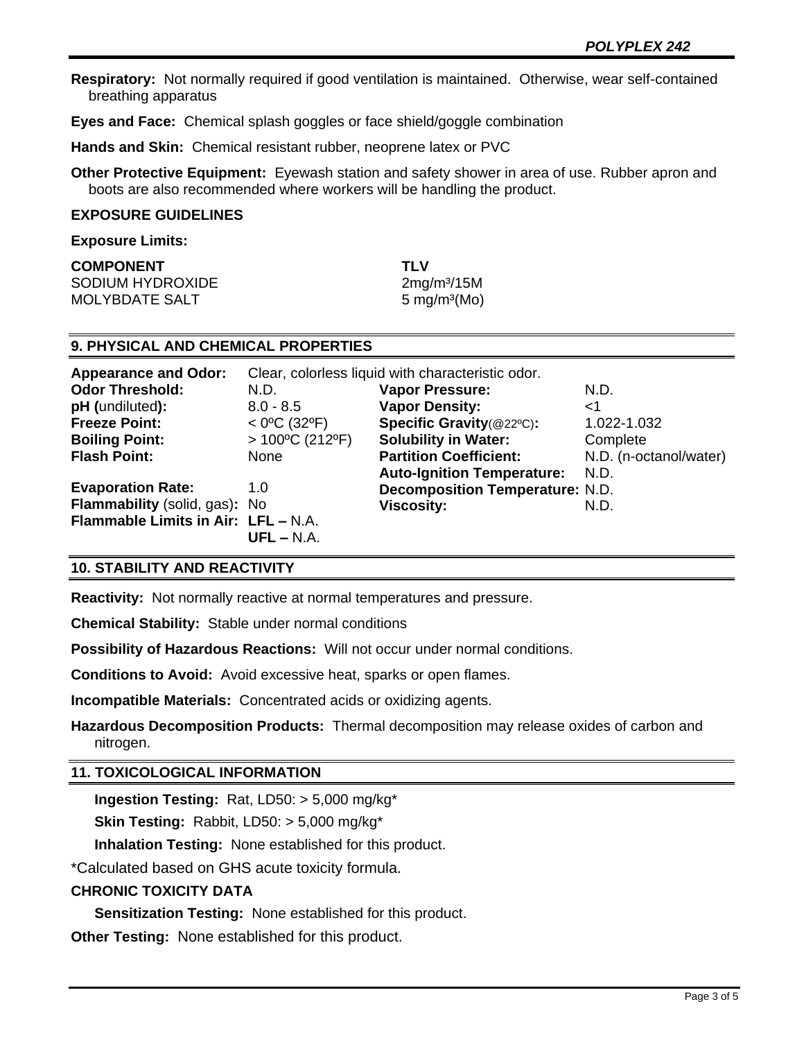**Respiratory:** Not normally required if good ventilation is maintained. Otherwise, wear self-contained breathing apparatus

**Eyes and Face:** Chemical splash goggles or face shield/goggle combination

**Hands and Skin:** Chemical resistant rubber, neoprene latex or PVC

**Other Protective Equipment:** Eyewash station and safety shower in area of use. Rubber apron and boots are also recommended where workers will be handling the product.

**EXPOSURE GUIDELINES**

**Exposure Limits:**

| COMPONENT | TLV |
|---|---|
| SODIUM HYDROXIDE | 2mg/m³/15M |
| MOLYBDATE SALT | 5 mg/m³(Mo) |

## 9. PHYSICAL AND CHEMICAL PROPERTIES

**Appearance and Odor:** Clear, colorless liquid with characteristic odor.

| | | | |
|---|---|---|---|
| **Odor Threshold:** | N.D. | **Vapor Pressure:** | N.D. |
| **pH (**undiluted**):** | 8.0 - 8.5 | **Vapor Density:** | <1 |
| **Freeze Point:** | < 0ºC (32ºF) | **Specific Gravity**(@22ºC)**:** | 1.022-1.032 |
| **Boiling Point:** | > 100ºC (212ºF) | **Solubility in Water:** | Complete |
| **Flash Point:** | None | **Partition Coefficient:** | N.D. (n-octanol/water) |
| | | **Auto-Ignition Temperature:** | N.D. |
| **Evaporation Rate:** | 1.0 | **Decomposition Temperature:** | N.D. |
| **Flammability** (solid, gas)**:** | No | **Viscosity:** | N.D. |
| **Flammable Limits in Air:** | **LFL –** N.A. | | |
| | **UFL –** N.A. | | |

## 10. STABILITY AND REACTIVITY

**Reactivity:** Not normally reactive at normal temperatures and pressure.

**Chemical Stability:** Stable under normal conditions

**Possibility of Hazardous Reactions:** Will not occur under normal conditions.

**Conditions to Avoid:** Avoid excessive heat, sparks or open flames.

**Incompatible Materials:** Concentrated acids or oxidizing agents.

**Hazardous Decomposition Products:** Thermal decomposition may release oxides of carbon and nitrogen.

## 11. TOXICOLOGICAL INFORMATION

**Ingestion Testing:** Rat, LD50: > 5,000 mg/kg*

**Skin Testing:** Rabbit, LD50: > 5,000 mg/kg*

**Inhalation Testing:** None established for this product.

*Calculated based on GHS acute toxicity formula.

**CHRONIC TOXICITY DATA**

**Sensitization Testing:** None established for this product.

**Other Testing:** None established for this product.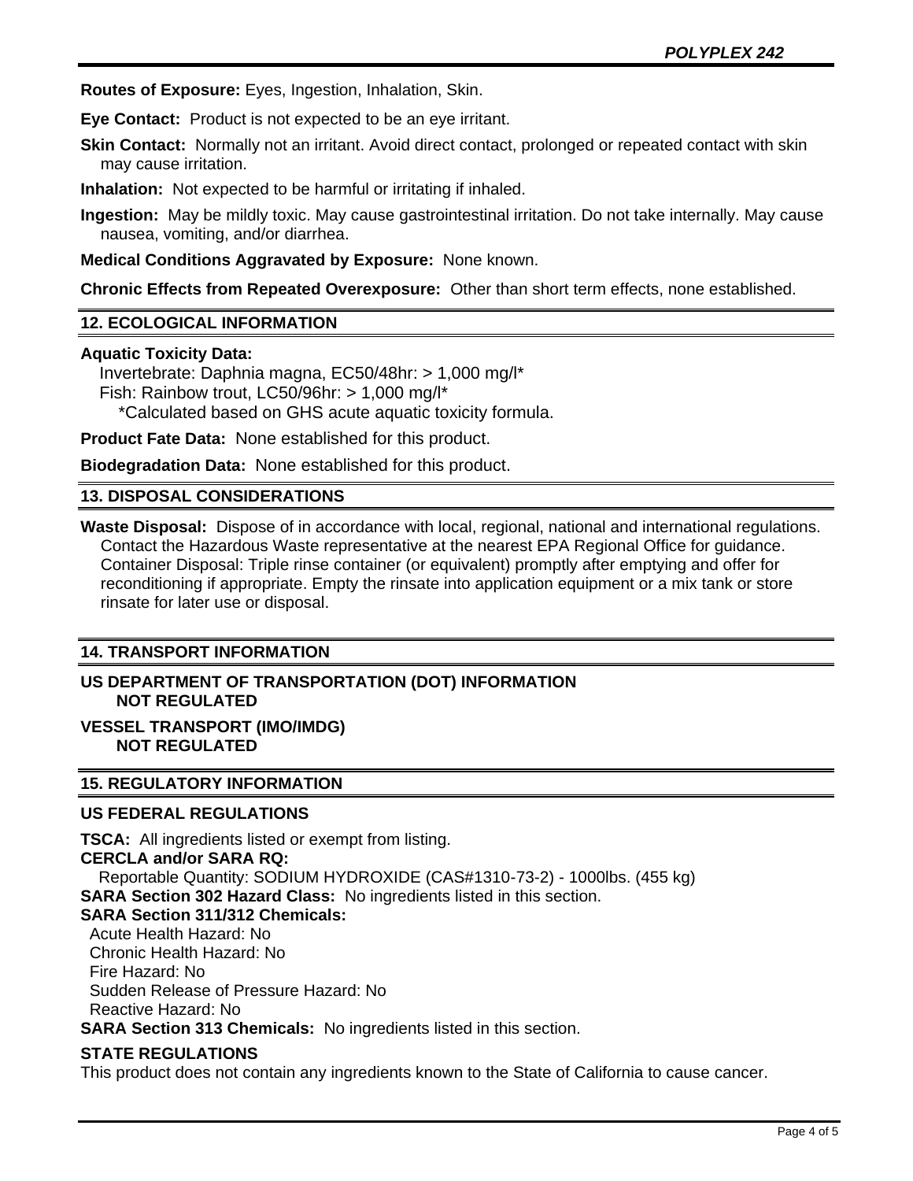**Routes of Exposure:** Eyes, Ingestion, Inhalation, Skin.

**Eye Contact:** Product is not expected to be an eye irritant.

**Skin Contact:** Normally not an irritant. Avoid direct contact, prolonged or repeated contact with skin may cause irritation.

**Inhalation:** Not expected to be harmful or irritating if inhaled.

**Ingestion:** May be mildly toxic. May cause gastrointestinal irritation. Do not take internally. May cause nausea, vomiting, and/or diarrhea.

**Medical Conditions Aggravated by Exposure:** None known.

**Chronic Effects from Repeated Overexposure:** Other than short term effects, none established.

## 12. ECOLOGICAL INFORMATION

**Aquatic Toxicity Data:**
Invertebrate: Daphnia magna, EC50/48hr: > 1,000 mg/l*
Fish: Rainbow trout, LC50/96hr: > 1,000 mg/l*
*Calculated based on GHS acute aquatic toxicity formula.

**Product Fate Data:** None established for this product.

**Biodegradation Data:** None established for this product.

## 13. DISPOSAL CONSIDERATIONS

**Waste Disposal:** Dispose of in accordance with local, regional, national and international regulations. Contact the Hazardous Waste representative at the nearest EPA Regional Office for guidance. Container Disposal: Triple rinse container (or equivalent) promptly after emptying and offer for reconditioning if appropriate. Empty the rinsate into application equipment or a mix tank or store rinsate for later use or disposal.

## 14. TRANSPORT INFORMATION

**US DEPARTMENT OF TRANSPORTATION (DOT) INFORMATION**
**NOT REGULATED**

**VESSEL TRANSPORT (IMO/IMDG)**
**NOT REGULATED**

## 15. REGULATORY INFORMATION

### US FEDERAL REGULATIONS

**TSCA:** All ingredients listed or exempt from listing.
**CERCLA and/or SARA RQ:**
Reportable Quantity: SODIUM HYDROXIDE (CAS#1310-73-2) - 1000lbs. (455 kg)
**SARA Section 302 Hazard Class:** No ingredients listed in this section.
**SARA Section 311/312 Chemicals:**
Acute Health Hazard: No
Chronic Health Hazard: No
Fire Hazard: No
Sudden Release of Pressure Hazard: No
Reactive Hazard: No
**SARA Section 313 Chemicals:** No ingredients listed in this section.

### STATE REGULATIONS

This product does not contain any ingredients known to the State of California to cause cancer.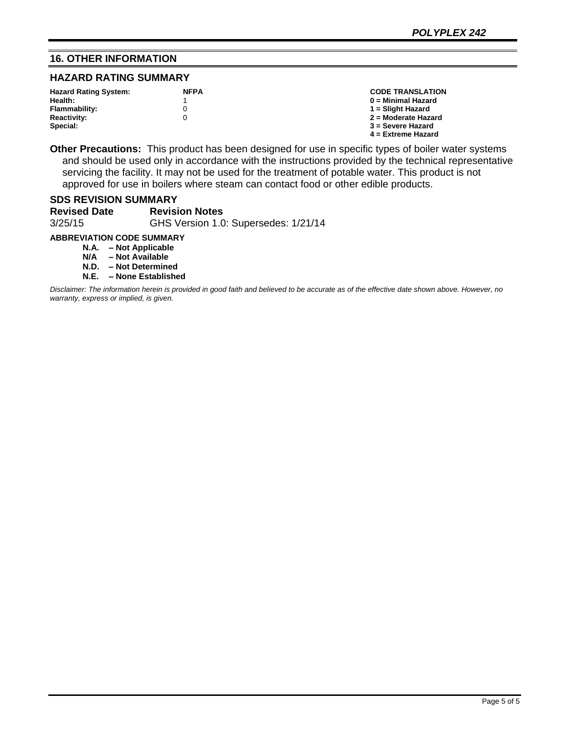## 16. OTHER INFORMATION

### HAZARD RATING SUMMARY

| Hazard Rating System: | NFPA | CODE TRANSLATION |
|---|---|---|
| Health: | 1 | 0 = Minimal Hazard |
| Flammability: | 0 | 1 = Slight Hazard |
| Reactivity: | 0 | 2 = Moderate Hazard |
| Special: | | 3 = Severe Hazard |
| | | 4 = Extreme Hazard |

**Other Precautions:** This product has been designed for use in specific types of boiler water systems and should be used only in accordance with the instructions provided by the technical representative servicing the facility. It may not be used for the treatment of potable water. This product is not approved for use in boilers where steam can contact food or other edible products.

### SDS REVISION SUMMARY

| Revised Date | Revision Notes |
|---|---|
| 3/25/15 | GHS Version 1.0: Supersedes: 1/21/14 |

**ABBREVIATION CODE SUMMARY**

- **N.A. – Not Applicable**
- **N/A – Not Available**
- **N.D. – Not Determined**
- **N.E. – None Established**

*Disclaimer: The information herein is provided in good faith and believed to be accurate as of the effective date shown above. However, no warranty, express or implied, is given.*